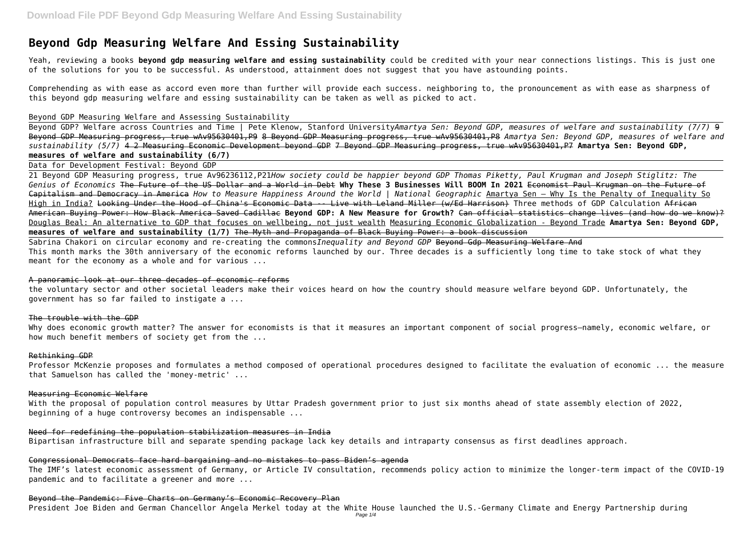# Beyond Gdp Measuring Welfare And Essing Sustainability

Yeah, reviewing a books **beyond gdp measuring welfare and essing sustainability** could be credited with your near connections listings. This is just one of the solutions for you to be successful. As understood, attainment does not suggest that you have astounding points.

Comprehending as with ease as accord even more than further will provide each success. neighboring to, the pronouncement as with ease as sharpness of this beyond gdp measuring welfare and essing sustainability can be taken as well as picked to act.

Beyond GDP Measuring Welfare and Assessing Sustainability

Beyond GDP? Welfare across Countries and Time | Pete Klenow, Stanford University *Amartya Sen: Beyond GDP, measures of welfare and sustainability (7/7)* ~~9 Beyond GDP Measuring progress, true wAv95630401,P9~~ ~~8 Beyond GDP Measuring progress, true wAv95630401,P8~~ *Amartya Sen: Beyond GDP, measures of welfare and sustainability (5/7)* ~~4 2 Measuring Economic Development beyond GDP~~ ~~7 Beyond GDP Measuring progress, true wAv95630401,P7~~ **Amartya Sen: Beyond GDP, measures of welfare and sustainability (6/7)**

Data for Development Festival: Beyond GDP

21 Beyond GDP Measuring progress, true Av96236112,P21 *How society could be happier beyond GDP Thomas Piketty, Paul Krugman and Joseph Stiglitz: The Genius of Economics* ~~The Future of the US Dollar and a World in Debt~~ **Why These 3 Businesses Will BOOM In 2021** ~~Economist Paul Krugman on the Future of Capitalism and Democracy in America~~ *How to Measure Happiness Around the World | National Geographic* Amartya Sen — Why Is the Penalty of Inequality So High in India? ~~Looking Under the Hood of China's Economic Data -- Live with Leland Miller (w/Ed Harrison)~~ Three methods of GDP Calculation ~~African American Buying Power: How Black America Saved Cadillac~~ **Beyond GDP: A New Measure for Growth?** ~~Can official statistics change lives (and how do we know)?~~ Douglas Beal: An alternative to GDP that focuses on wellbeing, not just wealth Measuring Economic Globalization - Beyond Trade **Amartya Sen: Beyond GDP, measures of welfare and sustainability (1/7)** ~~The Myth and Propaganda of Black Buying Power: a book discussion~~

Sabrina Chakori on circular economy and re-creating the commons *Inequality and Beyond GDP* ~~Beyond Gdp Measuring Welfare And~~

This month marks the 30th anniversary of the economic reforms launched by our. Three decades is a sufficiently long time to take stock of what they meant for the economy as a whole and for various ...

## A panoramic look at our three decades of economic reforms

the voluntary sector and other societal leaders make their voices heard on how the country should measure welfare beyond GDP. Unfortunately, the government has so far failed to instigate a ...

## The trouble with the GDP

Why does economic growth matter? The answer for economists is that it measures an important component of social progress—namely, economic welfare, or how much benefit members of society get from the ...

## Rethinking GDP

Professor McKenzie proposes and formulates a method composed of operational procedures designed to facilitate the evaluation of economic ... the measure that Samuelson has called the 'money-metric' ...

## Measuring Economic Welfare

With the proposal of population control measures by Uttar Pradesh government prior to just six months ahead of state assembly election of 2022, beginning of a huge controversy becomes an indispensable ...

## Need for redefining the population stabilization measures in India

Bipartisan infrastructure bill and separate spending package lack key details and intraparty consensus as first deadlines approach.

## Congressional Democrats face hard bargaining and no mistakes to pass Biden's agenda

The IMF's latest economic assessment of Germany, or Article IV consultation, recommends policy action to minimize the longer-term impact of the COVID-19 pandemic and to facilitate a greener and more ...

## Beyond the Pandemic: Five Charts on Germany's Economic Recovery Plan

President Joe Biden and German Chancellor Angela Merkel today at the White House launched the U.S.-Germany Climate and Energy Partnership during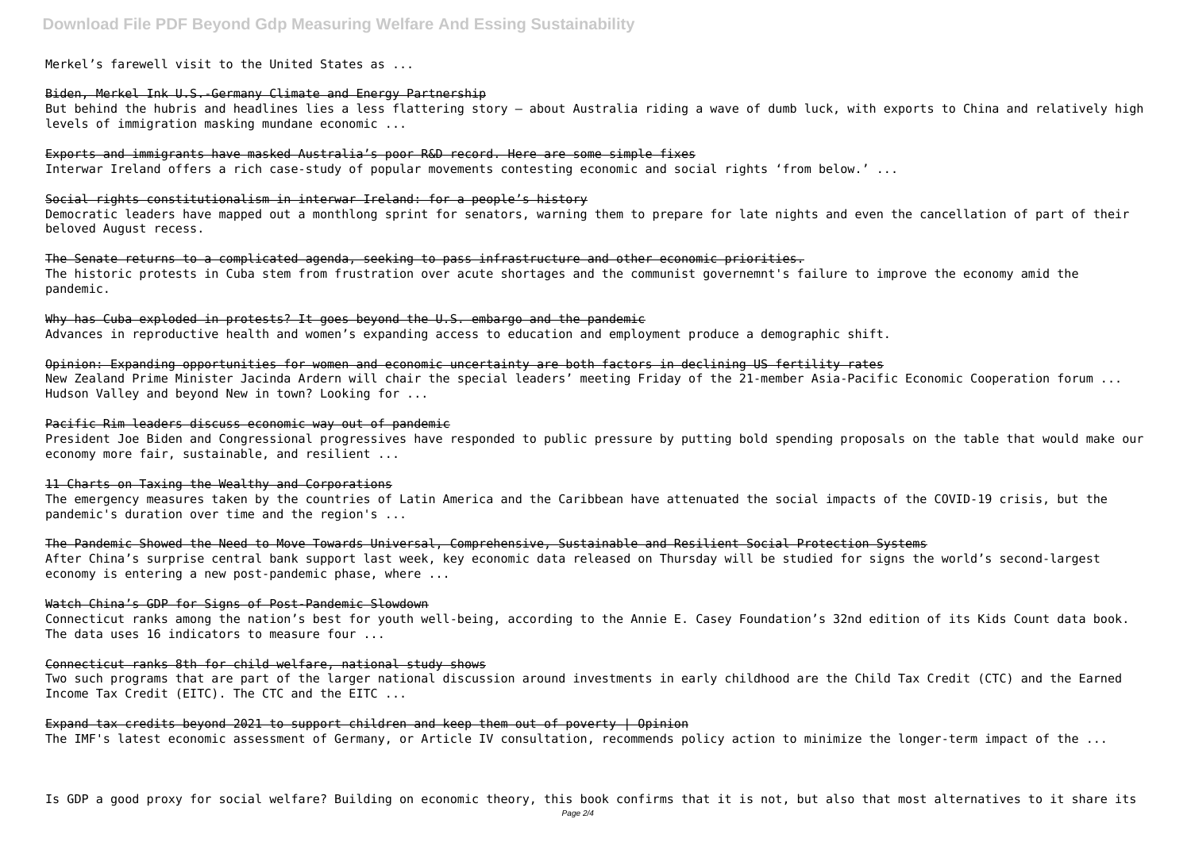Merkel's farewell visit to the United States as ...

Biden, Merkel Ink U.S.-Germany Climate and Energy Partnership

But behind the hubris and headlines lies a less flattering story — about Australia riding a wave of dumb luck, with exports to China and relatively high levels of immigration masking mundane economic ...

Exports and immigrants have masked Australia's poor R&D record. Here are some simple fixes

Interwar Ireland offers a rich case-study of popular movements contesting economic and social rights 'from below.' ...

Social rights constitutionalism in interwar Ireland: for a people's history

Democratic leaders have mapped out a monthlong sprint for senators, warning them to prepare for late nights and even the cancellation of part of their beloved August recess.

The Senate returns to a complicated agenda, seeking to pass infrastructure and other economic priorities.

The historic protests in Cuba stem from frustration over acute shortages and the communist governemnt's failure to improve the economy amid the pandemic.

Why has Cuba exploded in protests? It goes beyond the U.S. embargo and the pandemic

Advances in reproductive health and women's expanding access to education and employment produce a demographic shift.

Opinion: Expanding opportunities for women and economic uncertainty are both factors in declining US fertility rates

New Zealand Prime Minister Jacinda Ardern will chair the special leaders' meeting Friday of the 21-member Asia-Pacific Economic Cooperation forum ... Hudson Valley and beyond New in town? Looking for ...

Pacific Rim leaders discuss economic way out of pandemic

President Joe Biden and Congressional progressives have responded to public pressure by putting bold spending proposals on the table that would make our economy more fair, sustainable, and resilient ...

11 Charts on Taxing the Wealthy and Corporations

The emergency measures taken by the countries of Latin America and the Caribbean have attenuated the social impacts of the COVID-19 crisis, but the pandemic's duration over time and the region's ...

The Pandemic Showed the Need to Move Towards Universal, Comprehensive, Sustainable and Resilient Social Protection Systems

After China's surprise central bank support last week, key economic data released on Thursday will be studied for signs the world's second-largest economy is entering a new post-pandemic phase, where ...

Watch China's GDP for Signs of Post-Pandemic Slowdown

Connecticut ranks among the nation's best for youth well-being, according to the Annie E. Casey Foundation's 32nd edition of its Kids Count data book. The data uses 16 indicators to measure four ...

Connecticut ranks 8th for child welfare, national study shows

Two such programs that are part of the larger national discussion around investments in early childhood are the Child Tax Credit (CTC) and the Earned Income Tax Credit (EITC). The CTC and the EITC ...

Expand tax credits beyond 2021 to support children and keep them out of poverty | Opinion

The IMF's latest economic assessment of Germany, or Article IV consultation, recommends policy action to minimize the longer-term impact of the ...

Is GDP a good proxy for social welfare? Building on economic theory, this book confirms that it is not, but also that most alternatives to it share its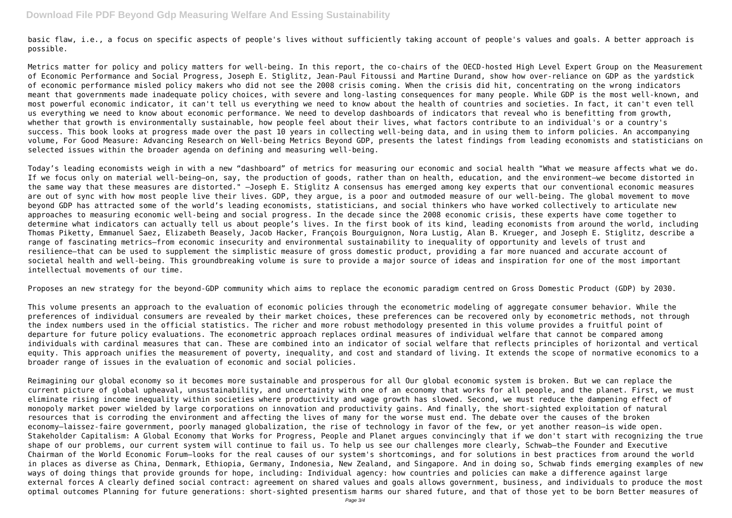basic flaw, i.e., a focus on specific aspects of people's lives without sufficiently taking account of people's values and goals. A better approach is possible.

Metrics matter for policy and policy matters for well-being. In this report, the co-chairs of the OECD-hosted High Level Expert Group on the Measurement of Economic Performance and Social Progress, Joseph E. Stiglitz, Jean-Paul Fitoussi and Martine Durand, show how over-reliance on GDP as the yardstick of economic performance misled policy makers who did not see the 2008 crisis coming. When the crisis did hit, concentrating on the wrong indicators meant that governments made inadequate policy choices, with severe and long-lasting consequences for many people. While GDP is the most well-known, and most powerful economic indicator, it can't tell us everything we need to know about the health of countries and societies. In fact, it can't even tell us everything we need to know about economic performance. We need to develop dashboards of indicators that reveal who is benefitting from growth, whether that growth is environmentally sustainable, how people feel about their lives, what factors contribute to an individual's or a country's success. This book looks at progress made over the past 10 years in collecting well-being data, and in using them to inform policies. An accompanying volume, For Good Measure: Advancing Research on Well-being Metrics Beyond GDP, presents the latest findings from leading economists and statisticians on selected issues within the broader agenda on defining and measuring well-being.

Today's leading economists weigh in with a new "dashboard" of metrics for measuring our economic and social health "What we measure affects what we do. If we focus only on material well-being—on, say, the production of goods, rather than on health, education, and the environment—we become distorted in the same way that these measures are distorted." —Joseph E. Stiglitz A consensus has emerged among key experts that our conventional economic measures are out of sync with how most people live their lives. GDP, they argue, is a poor and outmoded measure of our well-being. The global movement to move beyond GDP has attracted some of the world's leading economists, statisticians, and social thinkers who have worked collectively to articulate new approaches to measuring economic well-being and social progress. In the decade since the 2008 economic crisis, these experts have come together to determine what indicators can actually tell us about people's lives. In the first book of its kind, leading economists from around the world, including Thomas Piketty, Emmanuel Saez, Elizabeth Beasely, Jacob Hacker, François Bourguignon, Nora Lustig, Alan B. Krueger, and Joseph E. Stiglitz, describe a range of fascinating metrics—from economic insecurity and environmental sustainability to inequality of opportunity and levels of trust and resilience—that can be used to supplement the simplistic measure of gross domestic product, providing a far more nuanced and accurate account of societal health and well-being. This groundbreaking volume is sure to provide a major source of ideas and inspiration for one of the most important intellectual movements of our time.

Proposes an new strategy for the beyond-GDP community which aims to replace the economic paradigm centred on Gross Domestic Product (GDP) by 2030.

This volume presents an approach to the evaluation of economic policies through the econometric modeling of aggregate consumer behavior. While the preferences of individual consumers are revealed by their market choices, these preferences can be recovered only by econometric methods, not through the index numbers used in the official statistics. The richer and more robust methodology presented in this volume provides a fruitful point of departure for future policy evaluations. The econometric approach replaces ordinal measures of individual welfare that cannot be compared among individuals with cardinal measures that can. These are combined into an indicator of social welfare that reflects principles of horizontal and vertical equity. This approach unifies the measurement of poverty, inequality, and cost and standard of living. It extends the scope of normative economics to a broader range of issues in the evaluation of economic and social policies.

Reimagining our global economy so it becomes more sustainable and prosperous for all Our global economic system is broken. But we can replace the current picture of global upheaval, unsustainability, and uncertainty with one of an economy that works for all people, and the planet. First, we must eliminate rising income inequality within societies where productivity and wage growth has slowed. Second, we must reduce the dampening effect of monopoly market power wielded by large corporations on innovation and productivity gains. And finally, the short-sighted exploitation of natural resources that is corroding the environment and affecting the lives of many for the worse must end. The debate over the causes of the broken economy—laissez-faire government, poorly managed globalization, the rise of technology in favor of the few, or yet another reason—is wide open. Stakeholder Capitalism: A Global Economy that Works for Progress, People and Planet argues convincingly that if we don't start with recognizing the true shape of our problems, our current system will continue to fail us. To help us see our challenges more clearly, Schwab—the Founder and Executive Chairman of the World Economic Forum—looks for the real causes of our system's shortcomings, and for solutions in best practices from around the world in places as diverse as China, Denmark, Ethiopia, Germany, Indonesia, New Zealand, and Singapore. And in doing so, Schwab finds emerging examples of new ways of doing things that provide grounds for hope, including: Individual agency: how countries and policies can make a difference against large external forces A clearly defined social contract: agreement on shared values and goals allows government, business, and individuals to produce the most optimal outcomes Planning for future generations: short-sighted presentism harms our shared future, and that of those yet to be born Better measures of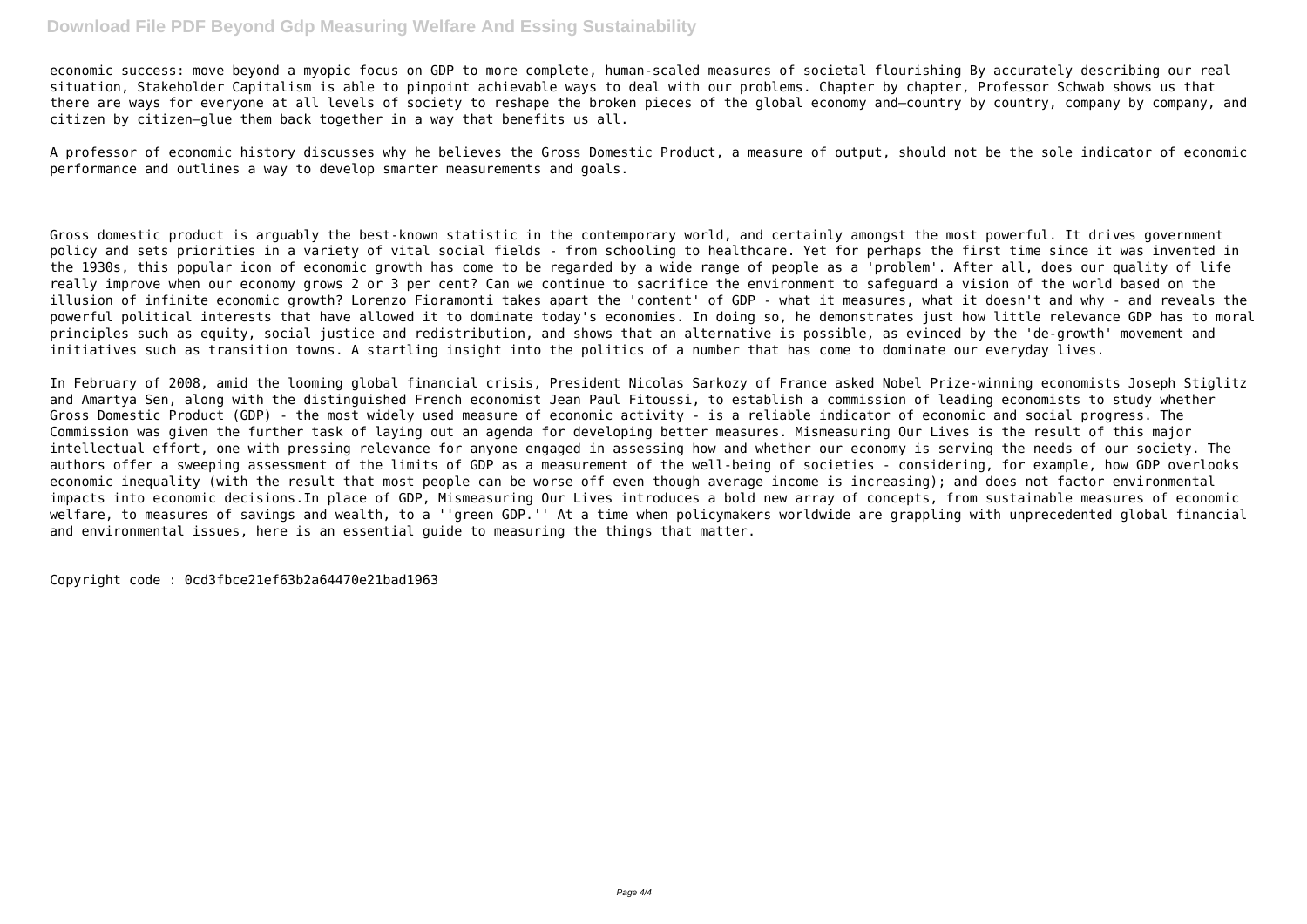economic success: move beyond a myopic focus on GDP to more complete, human-scaled measures of societal flourishing By accurately describing our real situation, Stakeholder Capitalism is able to pinpoint achievable ways to deal with our problems. Chapter by chapter, Professor Schwab shows us that there are ways for everyone at all levels of society to reshape the broken pieces of the global economy and—country by country, company by company, and citizen by citizen—glue them back together in a way that benefits us all.

A professor of economic history discusses why he believes the Gross Domestic Product, a measure of output, should not be the sole indicator of economic performance and outlines a way to develop smarter measurements and goals.

Gross domestic product is arguably the best-known statistic in the contemporary world, and certainly amongst the most powerful. It drives government policy and sets priorities in a variety of vital social fields - from schooling to healthcare. Yet for perhaps the first time since it was invented in the 1930s, this popular icon of economic growth has come to be regarded by a wide range of people as a 'problem'. After all, does our quality of life really improve when our economy grows 2 or 3 per cent? Can we continue to sacrifice the environment to safeguard a vision of the world based on the illusion of infinite economic growth? Lorenzo Fioramonti takes apart the 'content' of GDP - what it measures, what it doesn't and why - and reveals the powerful political interests that have allowed it to dominate today's economies. In doing so, he demonstrates just how little relevance GDP has to moral principles such as equity, social justice and redistribution, and shows that an alternative is possible, as evinced by the 'de-growth' movement and initiatives such as transition towns. A startling insight into the politics of a number that has come to dominate our everyday lives.

In February of 2008, amid the looming global financial crisis, President Nicolas Sarkozy of France asked Nobel Prize-winning economists Joseph Stiglitz and Amartya Sen, along with the distinguished French economist Jean Paul Fitoussi, to establish a commission of leading economists to study whether Gross Domestic Product (GDP) - the most widely used measure of economic activity - is a reliable indicator of economic and social progress. The Commission was given the further task of laying out an agenda for developing better measures. Mismeasuring Our Lives is the result of this major intellectual effort, one with pressing relevance for anyone engaged in assessing how and whether our economy is serving the needs of our society. The authors offer a sweeping assessment of the limits of GDP as a measurement of the well-being of societies - considering, for example, how GDP overlooks economic inequality (with the result that most people can be worse off even though average income is increasing); and does not factor environmental impacts into economic decisions.In place of GDP, Mismeasuring Our Lives introduces a bold new array of concepts, from sustainable measures of economic welfare, to measures of savings and wealth, to a ''green GDP.'' At a time when policymakers worldwide are grappling with unprecedented global financial and environmental issues, here is an essential guide to measuring the things that matter.

Copyright code : 0cd3fbce21ef63b2a64470e21bad1963